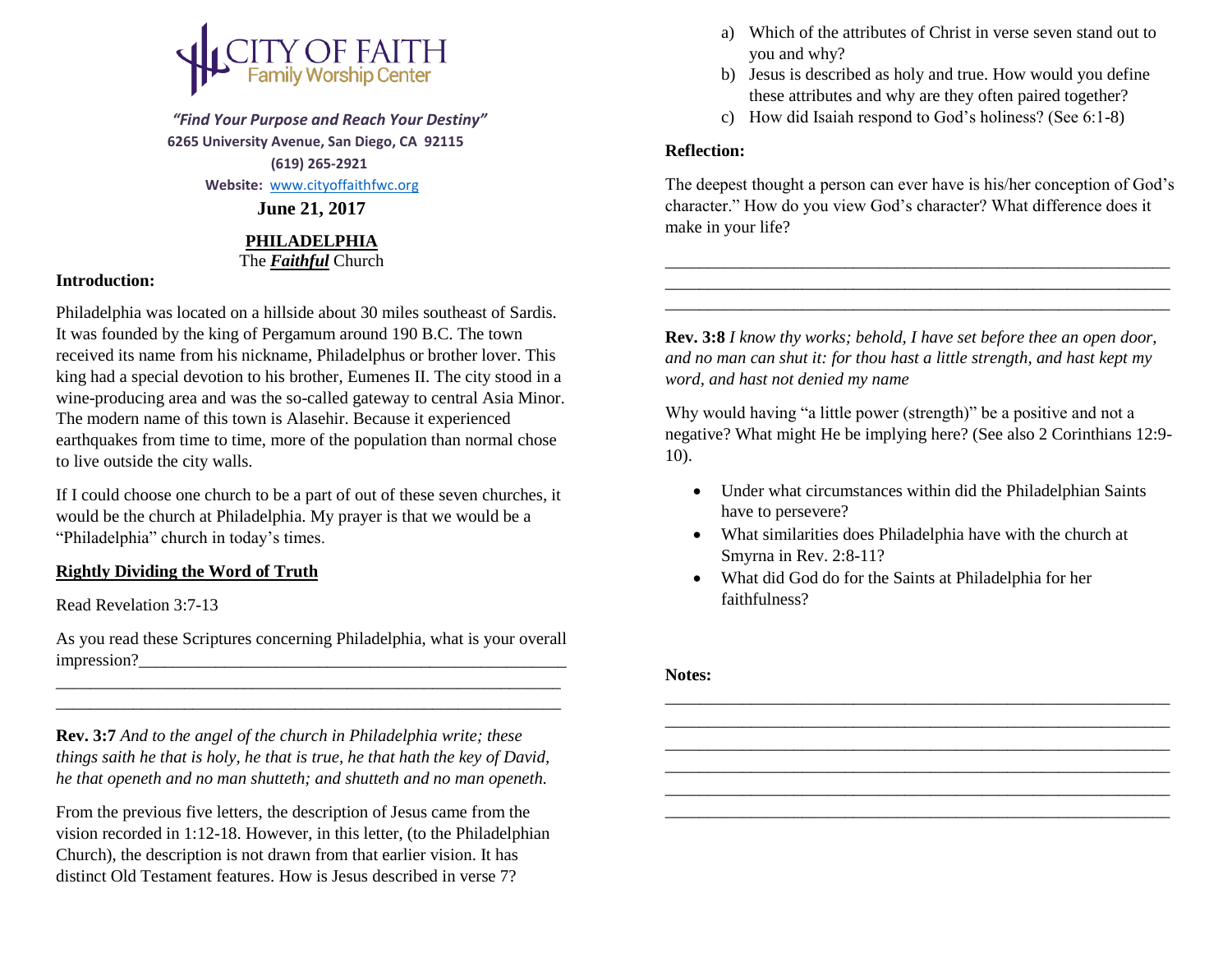# CITY OF FAITH
Family Worship Center

*"Find Your Purpose and Reach Your Destiny"*

**6265 University Avenue, San Diego, CA 92115**

**(619) 265-2921**

**Website:** www.cityoffaithfwc.org

**June 21, 2017**

## PHILADELPHIA

The ***Faithful*** Church

**Introduction:**

Philadelphia was located on a hillside about 30 miles southeast of Sardis. It was founded by the king of Pergamum around 190 B.C. The town received its name from his nickname, Philadelphus or brother lover. This king had a special devotion to his brother, Eumenes II. The city stood in a wine-producing area and was the so-called gateway to central Asia Minor. The modern name of this town is Alasehir. Because it experienced earthquakes from time to time, more of the population than normal chose to live outside the city walls.

If I could choose one church to be a part of out of these seven churches, it would be the church at Philadelphia. My prayer is that we would be a "Philadelphia" church in today's times.

**Rightly Dividing the Word of Truth**

Read Revelation 3:7-13

As you read these Scriptures concerning Philadelphia, what is your overall impression?____________________________________________________

____________________________________________________________

____________________________________________________________

**Rev. 3:7** *And to the angel of the church in Philadelphia write; these things saith he that is holy, he that is true, he that hath the key of David, he that openeth and no man shutteth; and shutteth and no man openeth.*

From the previous five letters, the description of Jesus came from the vision recorded in 1:12-18. However, in this letter, (to the Philadelphian Church), the description is not drawn from that earlier vision. It has distinct Old Testament features. How is Jesus described in verse 7?

a) Which of the attributes of Christ in verse seven stand out to you and why?
b) Jesus is described as holy and true. How would you define these attributes and why are they often paired together?
c) How did Isaiah respond to God's holiness? (See 6:1-8)

**Reflection:**

The deepest thought a person can ever have is his/her conception of God's character." How do you view God's character? What difference does it make in your life?

____________________________________________________________

____________________________________________________________

____________________________________________________________

**Rev. 3:8** *I know thy works; behold, I have set before thee an open door, and no man can shut it: for thou hast a little strength, and hast kept my word, and hast not denied my name*

Why would having "a little power (strength)" be a positive and not a negative? What might He be implying here? (See also 2 Corinthians 12:9-10).

- Under what circumstances within did the Philadelphian Saints have to persevere?
- What similarities does Philadelphia have with the church at Smyrna in Rev. 2:8-11?
- What did God do for the Saints at Philadelphia for her faithfulness?

**Notes:**

____________________________________________________________

____________________________________________________________

____________________________________________________________

____________________________________________________________

____________________________________________________________

____________________________________________________________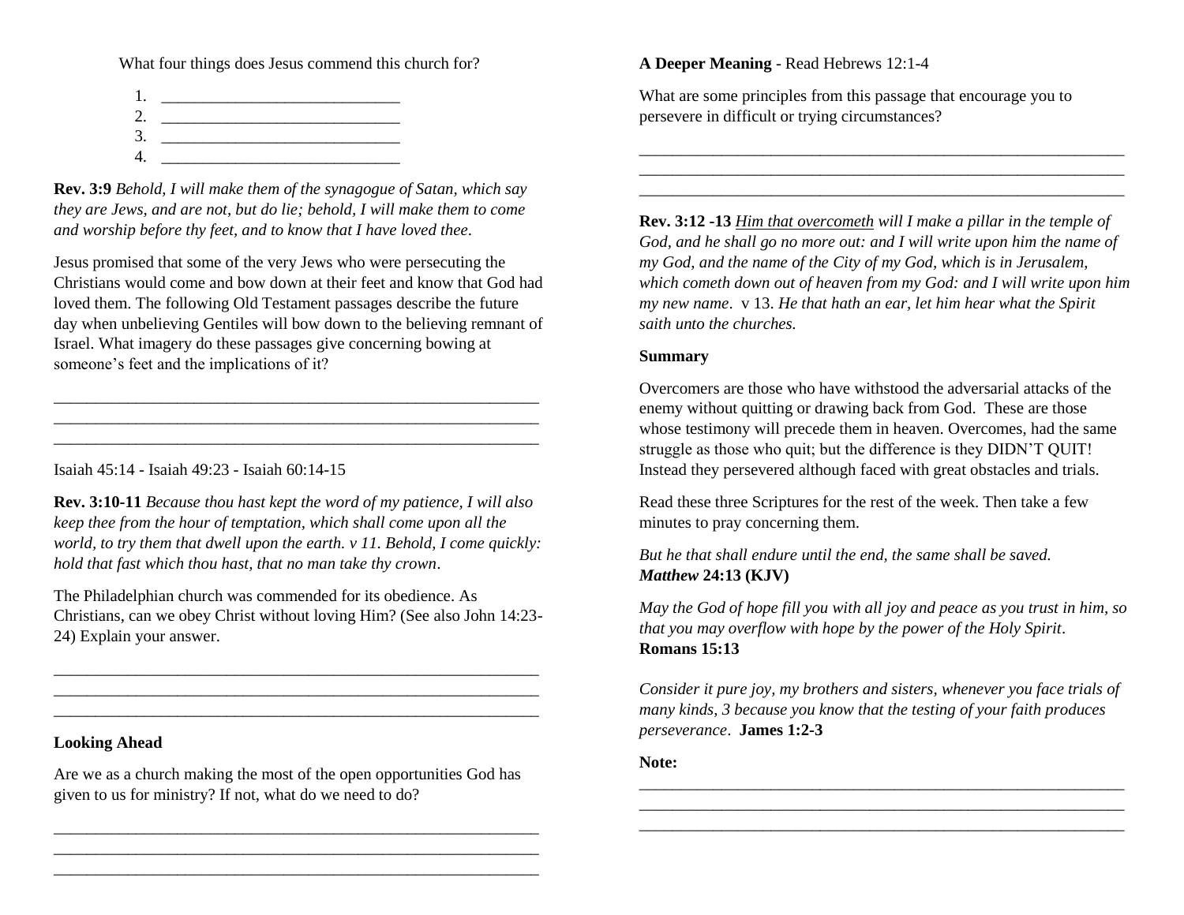What four things does Jesus commend this church for?

1. ____________________________
2. ____________________________
3. ____________________________
4. ____________________________

**Rev. 3:9** *Behold, I will make them of the synagogue of Satan, which say they are Jews, and are not, but do lie; behold, I will make them to come and worship before thy feet, and to know that I have loved thee*.

Jesus promised that some of the very Jews who were persecuting the Christians would come and bow down at their feet and know that God had loved them. The following Old Testament passages describe the future day when unbelieving Gentiles will bow down to the believing remnant of Israel. What imagery do these passages give concerning bowing at someone's feet and the implications of it?

____________________________________________________________
____________________________________________________________
____________________________________________________________

Isaiah 45:14 - Isaiah 49:23 - Isaiah 60:14-15

**Rev. 3:10-11** *Because thou hast kept the word of my patience, I will also keep thee from the hour of temptation, which shall come upon all the world, to try them that dwell upon the earth. v 11. Behold, I come quickly: hold that fast which thou hast, that no man take thy crown*.

The Philadelphian church was commended for its obedience. As Christians, can we obey Christ without loving Him? (See also John 14:23-24) Explain your answer.

____________________________________________________________
____________________________________________________________
____________________________________________________________

**Looking Ahead**

Are we as a church making the most of the open opportunities God has given to us for ministry? If not, what do we need to do?

____________________________________________________________
____________________________________________________________
____________________________________________________________

**A Deeper Meaning** - Read Hebrews 12:1-4

What are some principles from this passage that encourage you to persevere in difficult or trying circumstances?

____________________________________________________________
____________________________________________________________
____________________________________________________________

**Rev. 3:12 -13** *Him that overcometh will I make a pillar in the temple of God, and he shall go no more out: and I will write upon him the name of my God, and the name of the City of my God, which is in Jerusalem, which cometh down out of heaven from my God: and I will write upon him my new name*. v 13. *He that hath an ear, let him hear what the Spirit saith unto the churches.*

**Summary**

Overcomers are those who have withstood the adversarial attacks of the enemy without quitting or drawing back from God. These are those whose testimony will precede them in heaven. Overcomes, had the same struggle as those who quit; but the difference is they DIDN'T QUIT! Instead they persevered although faced with great obstacles and trials.

Read these three Scriptures for the rest of the week. Then take a few minutes to pray concerning them.

*But he that shall endure until the end, the same shall be saved. Matthew* **24:13 (KJV)**

*May the God of hope fill you with all joy and peace as you trust in him, so that you may overflow with hope by the power of the Holy Spirit*. **Romans 15:13**

*Consider it pure joy, my brothers and sisters, whenever you face trials of many kinds, 3 because you know that the testing of your faith produces perseverance*. **James 1:2-3**

**Note:**

____________________________________________________________
____________________________________________________________
____________________________________________________________